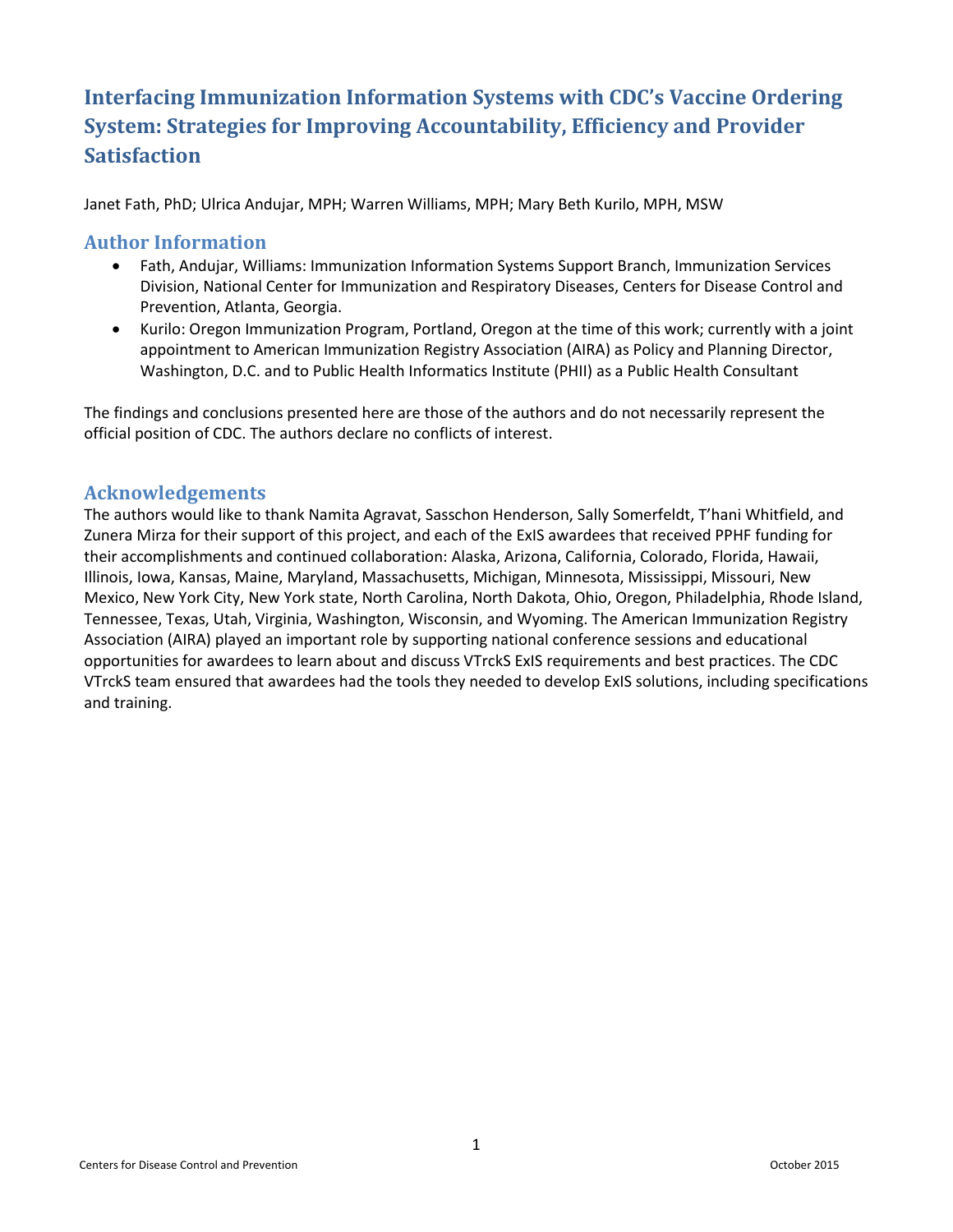# Interfacing Immunization Information Systems with CDC's Vaccine Ordering System: Strategies for Improving Accountability, Efficiency and Provider Satisfaction

Janet Fath, PhD; Ulrica Andujar, MPH; Warren Williams, MPH; Mary Beth Kurilo, MPH, MSW

## Author Information

- Fath, Andujar, Williams: Immunization Information Systems Support Branch, Immunization Services Division, National Center for Immunization and Respiratory Diseases, Centers for Disease Control and Prevention, Atlanta, Georgia.
- Kurilo: Oregon Immunization Program, Portland, Oregon at the time of this work; currently with a joint appointment to American Immunization Registry Association (AIRA) as Policy and Planning Director, Washington, D.C. and to Public Health Informatics Institute (PHII) as a Public Health Consultant

The findings and conclusions presented here are those of the authors and do not necessarily represent the official position of CDC. The authors declare no conflicts of interest.

## Acknowledgements

The authors would like to thank Namita Agravat, Sasschon Henderson, Sally Somerfeldt, T'hani Whitfield, and Zunera Mirza for their support of this project, and each of the ExIS awardees that received PPHF funding for their accomplishments and continued collaboration: Alaska, Arizona, California, Colorado, Florida, Hawaii, Illinois, Iowa, Kansas, Maine, Maryland, Massachusetts, Michigan, Minnesota, Mississippi, Missouri, New Mexico, New York City, New York state, North Carolina, North Dakota, Ohio, Oregon, Philadelphia, Rhode Island, Tennessee, Texas, Utah, Virginia, Washington, Wisconsin, and Wyoming. The American Immunization Registry Association (AIRA) played an important role by supporting national conference sessions and educational opportunities for awardees to learn about and discuss VTrckS ExIS requirements and best practices. The CDC VTrckS team ensured that awardees had the tools they needed to develop ExIS solutions, including specifications and training.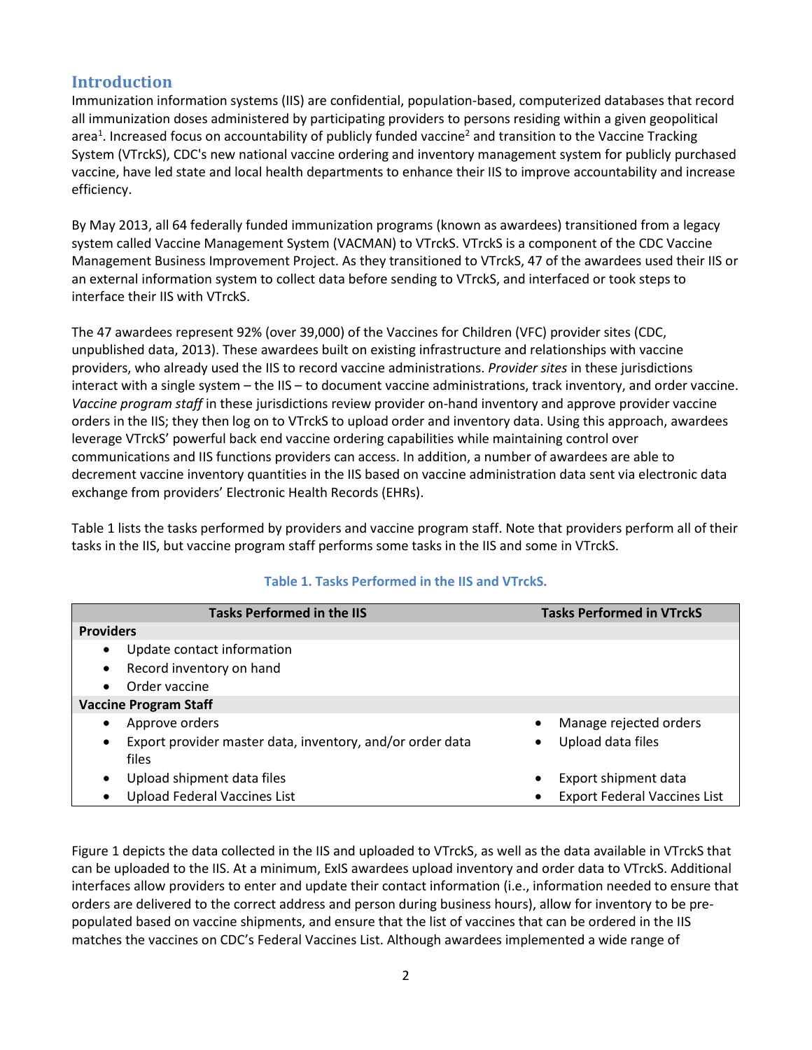## Introduction

Immunization information systems (IIS) are confidential, population-based, computerized databases that record all immunization doses administered by participating providers to persons residing within a given geopolitical area[1]. Increased focus on accountability of publicly funded vaccine[2] and transition to the Vaccine Tracking System (VTrckS), CDC's new national vaccine ordering and inventory management system for publicly purchased vaccine, have led state and local health departments to enhance their IIS to improve accountability and increase efficiency.

By May 2013, all 64 federally funded immunization programs (known as awardees) transitioned from a legacy system called Vaccine Management System (VACMAN) to VTrckS. VTrckS is a component of the CDC Vaccine Management Business Improvement Project. As they transitioned to VTrckS, 47 of the awardees used their IIS or an external information system to collect data before sending to VTrckS, and interfaced or took steps to interface their IIS with VTrckS.

The 47 awardees represent 92% (over 39,000) of the Vaccines for Children (VFC) provider sites (CDC, unpublished data, 2013). These awardees built on existing infrastructure and relationships with vaccine providers, who already used the IIS to record vaccine administrations. *Provider sites* in these jurisdictions interact with a single system – the IIS – to document vaccine administrations, track inventory, and order vaccine. *Vaccine program staff* in these jurisdictions review provider on-hand inventory and approve provider vaccine orders in the IIS; they then log on to VTrckS to upload order and inventory data. Using this approach, awardees leverage VTrckS' powerful back end vaccine ordering capabilities while maintaining control over communications and IIS functions providers can access. In addition, a number of awardees are able to decrement vaccine inventory quantities in the IIS based on vaccine administration data sent via electronic data exchange from providers' Electronic Health Records (EHRs).

Table 1 lists the tasks performed by providers and vaccine program staff. Note that providers perform all of their tasks in the IIS, but vaccine program staff performs some tasks in the IIS and some in VTrckS.

**Table 1. Tasks Performed in the IIS and VTrckS.**

| Tasks Performed in the IIS | Tasks Performed in VTrckS |
|---|---|
| **Providers** | |
| • Update contact information | |
| • Record inventory on hand | |
| • Order vaccine | |
| **Vaccine Program Staff** | |
| • Approve orders | • Manage rejected orders |
| • Export provider master data, inventory, and/or order data files | • Upload data files |
| • Upload shipment data files | • Export shipment data |
| • Upload Federal Vaccines List | • Export Federal Vaccines List |

Figure 1 depicts the data collected in the IIS and uploaded to VTrckS, as well as the data available in VTrckS that can be uploaded to the IIS. At a minimum, ExIS awardees upload inventory and order data to VTrckS. Additional interfaces allow providers to enter and update their contact information (i.e., information needed to ensure that orders are delivered to the correct address and person during business hours), allow for inventory to be pre-populated based on vaccine shipments, and ensure that the list of vaccines that can be ordered in the IIS matches the vaccines on CDC's Federal Vaccines List. Although awardees implemented a wide range of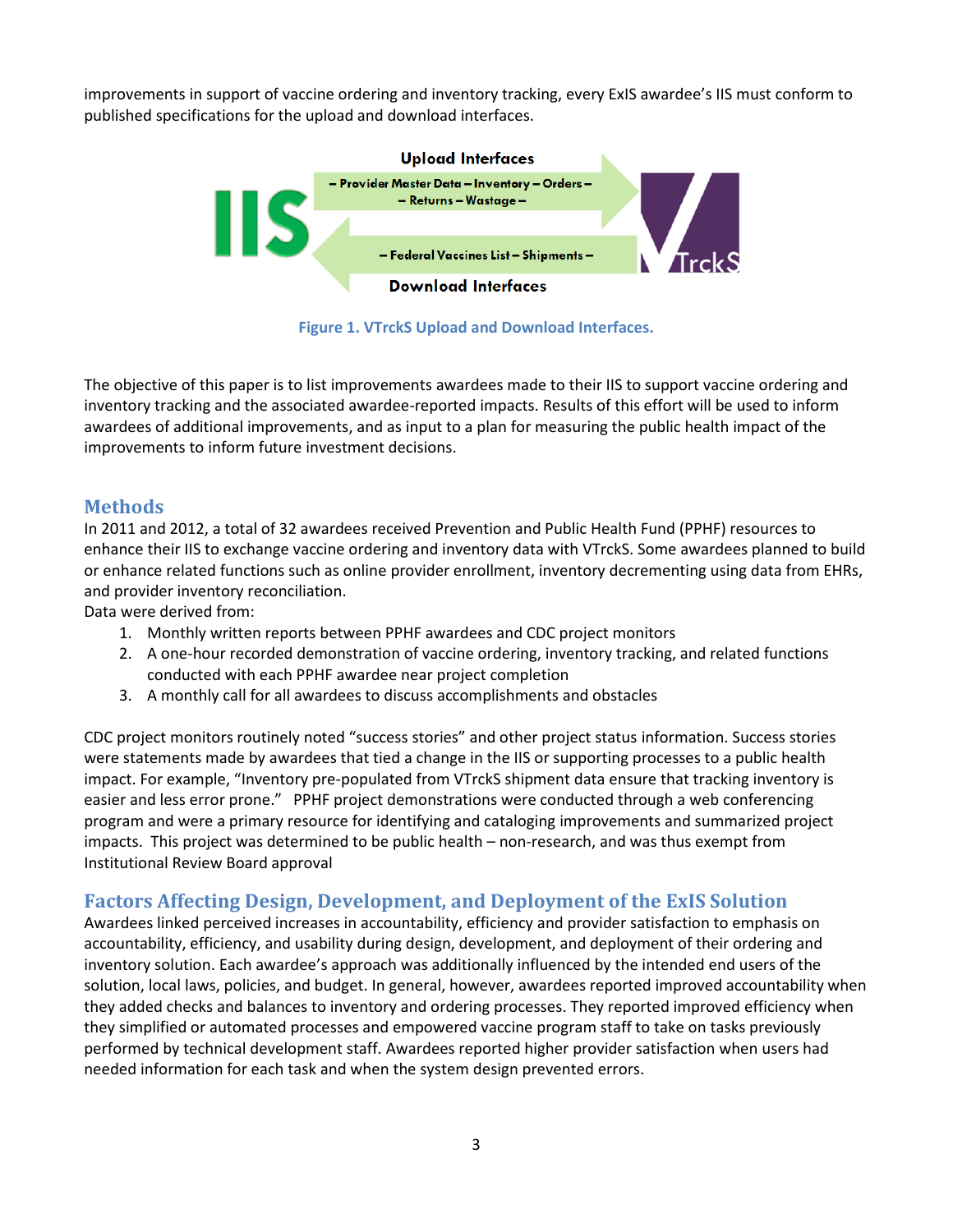improvements in support of vaccine ordering and inventory tracking, every ExIS awardee's IIS must conform to published specifications for the upload and download interfaces.

Figure 1. VTrckS Upload and Download Interfaces.

The objective of this paper is to list improvements awardees made to their IIS to support vaccine ordering and inventory tracking and the associated awardee-reported impacts. Results of this effort will be used to inform awardees of additional improvements, and as input to a plan for measuring the public health impact of the improvements to inform future investment decisions.

## Methods

In 2011 and 2012, a total of 32 awardees received Prevention and Public Health Fund (PPHF) resources to enhance their IIS to exchange vaccine ordering and inventory data with VTrckS. Some awardees planned to build or enhance related functions such as online provider enrollment, inventory decrementing using data from EHRs, and provider inventory reconciliation.

Data were derived from:

1. Monthly written reports between PPHF awardees and CDC project monitors
2. A one-hour recorded demonstration of vaccine ordering, inventory tracking, and related functions conducted with each PPHF awardee near project completion
3. A monthly call for all awardees to discuss accomplishments and obstacles

CDC project monitors routinely noted "success stories" and other project status information. Success stories were statements made by awardees that tied a change in the IIS or supporting processes to a public health impact. For example, "Inventory pre-populated from VTrckS shipment data ensure that tracking inventory is easier and less error prone." PPHF project demonstrations were conducted through a web conferencing program and were a primary resource for identifying and cataloging improvements and summarized project impacts. This project was determined to be public health – non-research, and was thus exempt from Institutional Review Board approval

## Factors Affecting Design, Development, and Deployment of the ExIS Solution

Awardees linked perceived increases in accountability, efficiency and provider satisfaction to emphasis on accountability, efficiency, and usability during design, development, and deployment of their ordering and inventory solution. Each awardee's approach was additionally influenced by the intended end users of the solution, local laws, policies, and budget. In general, however, awardees reported improved accountability when they added checks and balances to inventory and ordering processes. They reported improved efficiency when they simplified or automated processes and empowered vaccine program staff to take on tasks previously performed by technical development staff. Awardees reported higher provider satisfaction when users had needed information for each task and when the system design prevented errors.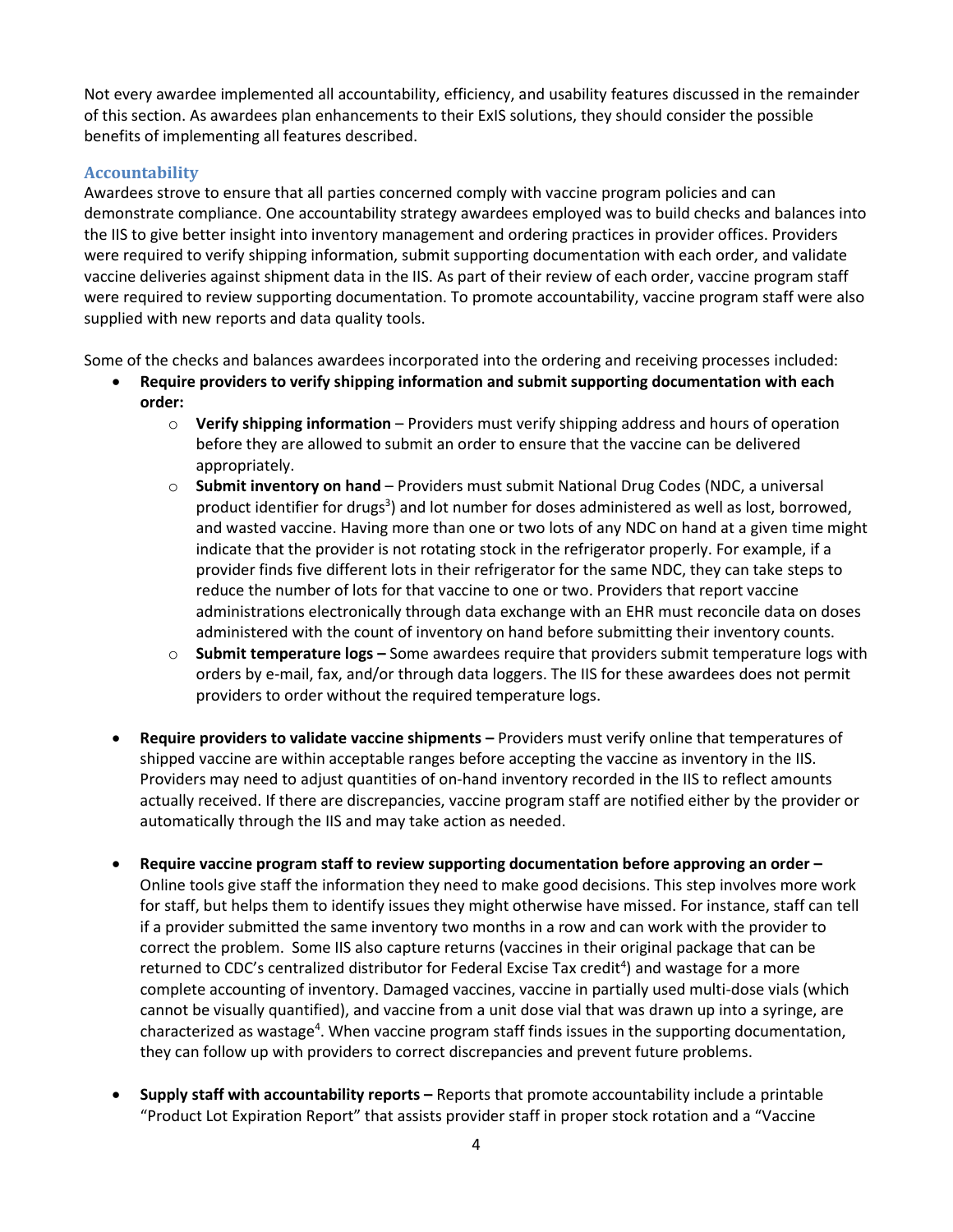Not every awardee implemented all accountability, efficiency, and usability features discussed in the remainder of this section. As awardees plan enhancements to their ExIS solutions, they should consider the possible benefits of implementing all features described.

### Accountability

Awardees strove to ensure that all parties concerned comply with vaccine program policies and can demonstrate compliance. One accountability strategy awardees employed was to build checks and balances into the IIS to give better insight into inventory management and ordering practices in provider offices. Providers were required to verify shipping information, submit supporting documentation with each order, and validate vaccine deliveries against shipment data in the IIS. As part of their review of each order, vaccine program staff were required to review supporting documentation. To promote accountability, vaccine program staff were also supplied with new reports and data quality tools.

Some of the checks and balances awardees incorporated into the ordering and receiving processes included:

- **Require providers to verify shipping information and submit supporting documentation with each order:**
  - **Verify shipping information** – Providers must verify shipping address and hours of operation before they are allowed to submit an order to ensure that the vaccine can be delivered appropriately.
  - **Submit inventory on hand** – Providers must submit National Drug Codes (NDC, a universal product identifier for drugs[3]) and lot number for doses administered as well as lost, borrowed, and wasted vaccine. Having more than one or two lots of any NDC on hand at a given time might indicate that the provider is not rotating stock in the refrigerator properly. For example, if a provider finds five different lots in their refrigerator for the same NDC, they can take steps to reduce the number of lots for that vaccine to one or two. Providers that report vaccine administrations electronically through data exchange with an EHR must reconcile data on doses administered with the count of inventory on hand before submitting their inventory counts.
  - **Submit temperature logs –** Some awardees require that providers submit temperature logs with orders by e-mail, fax, and/or through data loggers. The IIS for these awardees does not permit providers to order without the required temperature logs.

- **Require providers to validate vaccine shipments –** Providers must verify online that temperatures of shipped vaccine are within acceptable ranges before accepting the vaccine as inventory in the IIS. Providers may need to adjust quantities of on-hand inventory recorded in the IIS to reflect amounts actually received. If there are discrepancies, vaccine program staff are notified either by the provider or automatically through the IIS and may take action as needed.

- **Require vaccine program staff to review supporting documentation before approving an order –** Online tools give staff the information they need to make good decisions. This step involves more work for staff, but helps them to identify issues they might otherwise have missed. For instance, staff can tell if a provider submitted the same inventory two months in a row and can work with the provider to correct the problem. Some IIS also capture returns (vaccines in their original package that can be returned to CDC's centralized distributor for Federal Excise Tax credit[4]) and wastage for a more complete accounting of inventory. Damaged vaccines, vaccine in partially used multi-dose vials (which cannot be visually quantified), and vaccine from a unit dose vial that was drawn up into a syringe, are characterized as wastage[4]. When vaccine program staff finds issues in the supporting documentation, they can follow up with providers to correct discrepancies and prevent future problems.

- **Supply staff with accountability reports –** Reports that promote accountability include a printable "Product Lot Expiration Report" that assists provider staff in proper stock rotation and a "Vaccine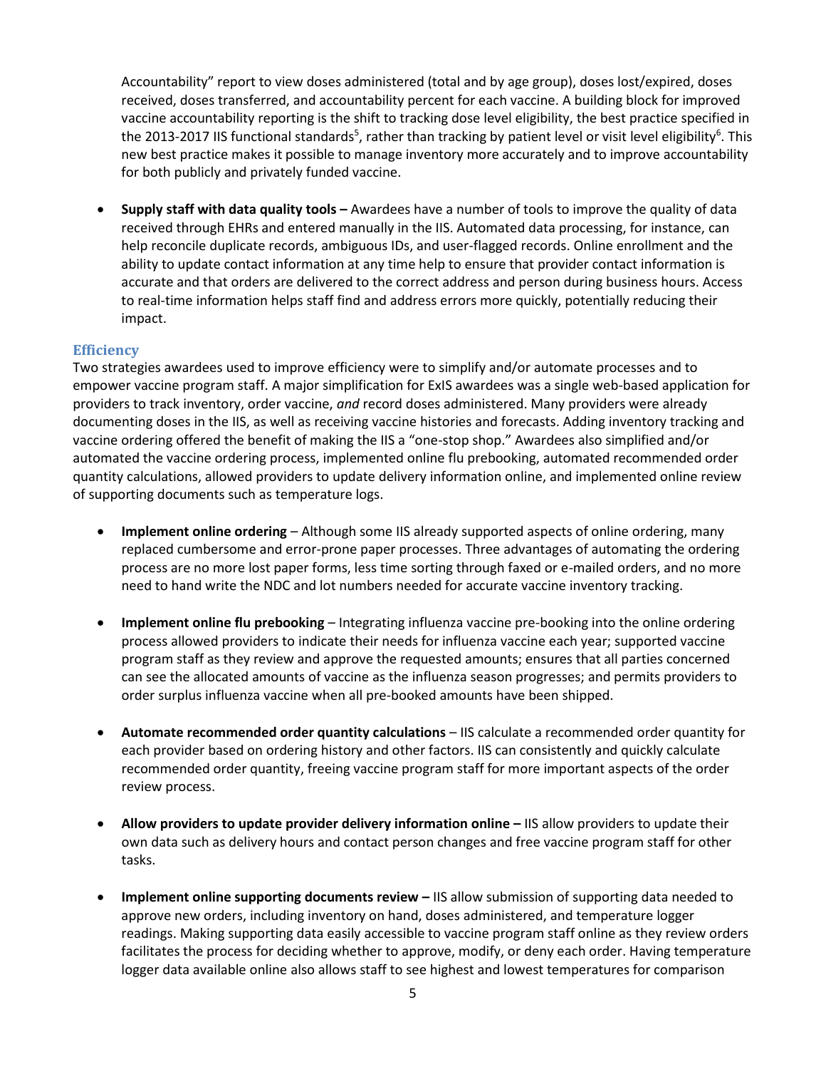Accountability" report to view doses administered (total and by age group), doses lost/expired, doses received, doses transferred, and accountability percent for each vaccine. A building block for improved vaccine accountability reporting is the shift to tracking dose level eligibility, the best practice specified in the 2013-2017 IIS functional standards[5], rather than tracking by patient level or visit level eligibility[6]. This new best practice makes it possible to manage inventory more accurately and to improve accountability for both publicly and privately funded vaccine.

- **Supply staff with data quality tools –** Awardees have a number of tools to improve the quality of data received through EHRs and entered manually in the IIS. Automated data processing, for instance, can help reconcile duplicate records, ambiguous IDs, and user-flagged records. Online enrollment and the ability to update contact information at any time help to ensure that provider contact information is accurate and that orders are delivered to the correct address and person during business hours. Access to real-time information helps staff find and address errors more quickly, potentially reducing their impact.

### Efficiency

Two strategies awardees used to improve efficiency were to simplify and/or automate processes and to empower vaccine program staff. A major simplification for ExIS awardees was a single web-based application for providers to track inventory, order vaccine, *and* record doses administered. Many providers were already documenting doses in the IIS, as well as receiving vaccine histories and forecasts. Adding inventory tracking and vaccine ordering offered the benefit of making the IIS a "one-stop shop." Awardees also simplified and/or automated the vaccine ordering process, implemented online flu prebooking, automated recommended order quantity calculations, allowed providers to update delivery information online, and implemented online review of supporting documents such as temperature logs.

- **Implement online ordering** – Although some IIS already supported aspects of online ordering, many replaced cumbersome and error-prone paper processes. Three advantages of automating the ordering process are no more lost paper forms, less time sorting through faxed or e-mailed orders, and no more need to hand write the NDC and lot numbers needed for accurate vaccine inventory tracking.

- **Implement online flu prebooking** – Integrating influenza vaccine pre-booking into the online ordering process allowed providers to indicate their needs for influenza vaccine each year; supported vaccine program staff as they review and approve the requested amounts; ensures that all parties concerned can see the allocated amounts of vaccine as the influenza season progresses; and permits providers to order surplus influenza vaccine when all pre-booked amounts have been shipped.

- **Automate recommended order quantity calculations** – IIS calculate a recommended order quantity for each provider based on ordering history and other factors. IIS can consistently and quickly calculate recommended order quantity, freeing vaccine program staff for more important aspects of the order review process.

- **Allow providers to update provider delivery information online –** IIS allow providers to update their own data such as delivery hours and contact person changes and free vaccine program staff for other tasks.

- **Implement online supporting documents review –** IIS allow submission of supporting data needed to approve new orders, including inventory on hand, doses administered, and temperature logger readings. Making supporting data easily accessible to vaccine program staff online as they review orders facilitates the process for deciding whether to approve, modify, or deny each order. Having temperature logger data available online also allows staff to see highest and lowest temperatures for comparison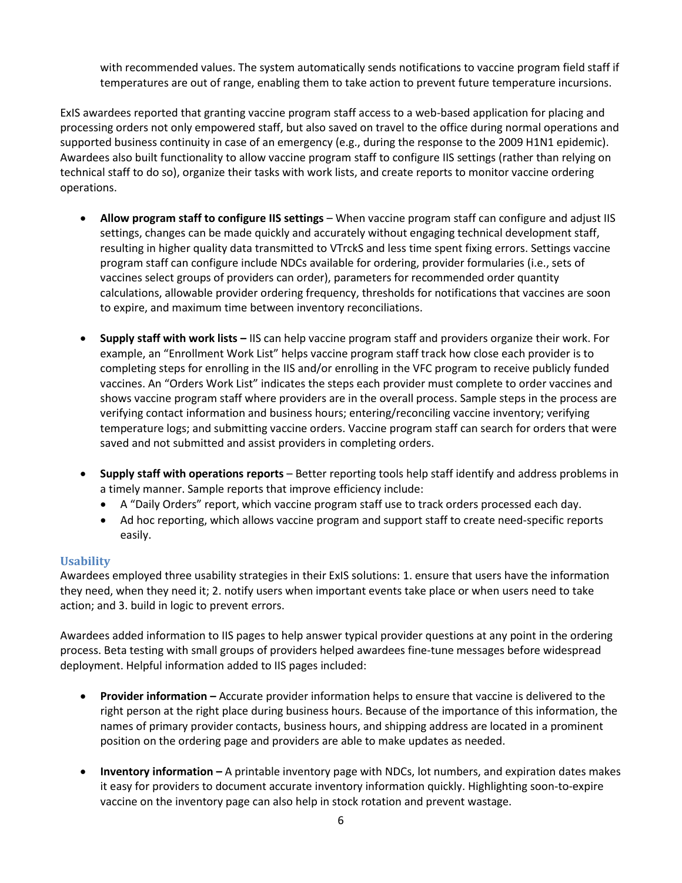with recommended values. The system automatically sends notifications to vaccine program field staff if temperatures are out of range, enabling them to take action to prevent future temperature incursions.

ExIS awardees reported that granting vaccine program staff access to a web-based application for placing and processing orders not only empowered staff, but also saved on travel to the office during normal operations and supported business continuity in case of an emergency (e.g., during the response to the 2009 H1N1 epidemic). Awardees also built functionality to allow vaccine program staff to configure IIS settings (rather than relying on technical staff to do so), organize their tasks with work lists, and create reports to monitor vaccine ordering operations.

- **Allow program staff to configure IIS settings** – When vaccine program staff can configure and adjust IIS settings, changes can be made quickly and accurately without engaging technical development staff, resulting in higher quality data transmitted to VTrckS and less time spent fixing errors. Settings vaccine program staff can configure include NDCs available for ordering, provider formularies (i.e., sets of vaccines select groups of providers can order), parameters for recommended order quantity calculations, allowable provider ordering frequency, thresholds for notifications that vaccines are soon to expire, and maximum time between inventory reconciliations.

- **Supply staff with work lists –** IIS can help vaccine program staff and providers organize their work. For example, an "Enrollment Work List" helps vaccine program staff track how close each provider is to completing steps for enrolling in the IIS and/or enrolling in the VFC program to receive publicly funded vaccines. An "Orders Work List" indicates the steps each provider must complete to order vaccines and shows vaccine program staff where providers are in the overall process. Sample steps in the process are verifying contact information and business hours; entering/reconciling vaccine inventory; verifying temperature logs; and submitting vaccine orders. Vaccine program staff can search for orders that were saved and not submitted and assist providers in completing orders.

- **Supply staff with operations reports** – Better reporting tools help staff identify and address problems in a timely manner. Sample reports that improve efficiency include:
  - A "Daily Orders" report, which vaccine program staff use to track orders processed each day.
  - Ad hoc reporting, which allows vaccine program and support staff to create need-specific reports easily.

### Usability

Awardees employed three usability strategies in their ExIS solutions: 1. ensure that users have the information they need, when they need it; 2. notify users when important events take place or when users need to take action; and 3. build in logic to prevent errors.

Awardees added information to IIS pages to help answer typical provider questions at any point in the ordering process. Beta testing with small groups of providers helped awardees fine-tune messages before widespread deployment. Helpful information added to IIS pages included:

- **Provider information –** Accurate provider information helps to ensure that vaccine is delivered to the right person at the right place during business hours. Because of the importance of this information, the names of primary provider contacts, business hours, and shipping address are located in a prominent position on the ordering page and providers are able to make updates as needed.

- **Inventory information –** A printable inventory page with NDCs, lot numbers, and expiration dates makes it easy for providers to document accurate inventory information quickly. Highlighting soon-to-expire vaccine on the inventory page can also help in stock rotation and prevent wastage.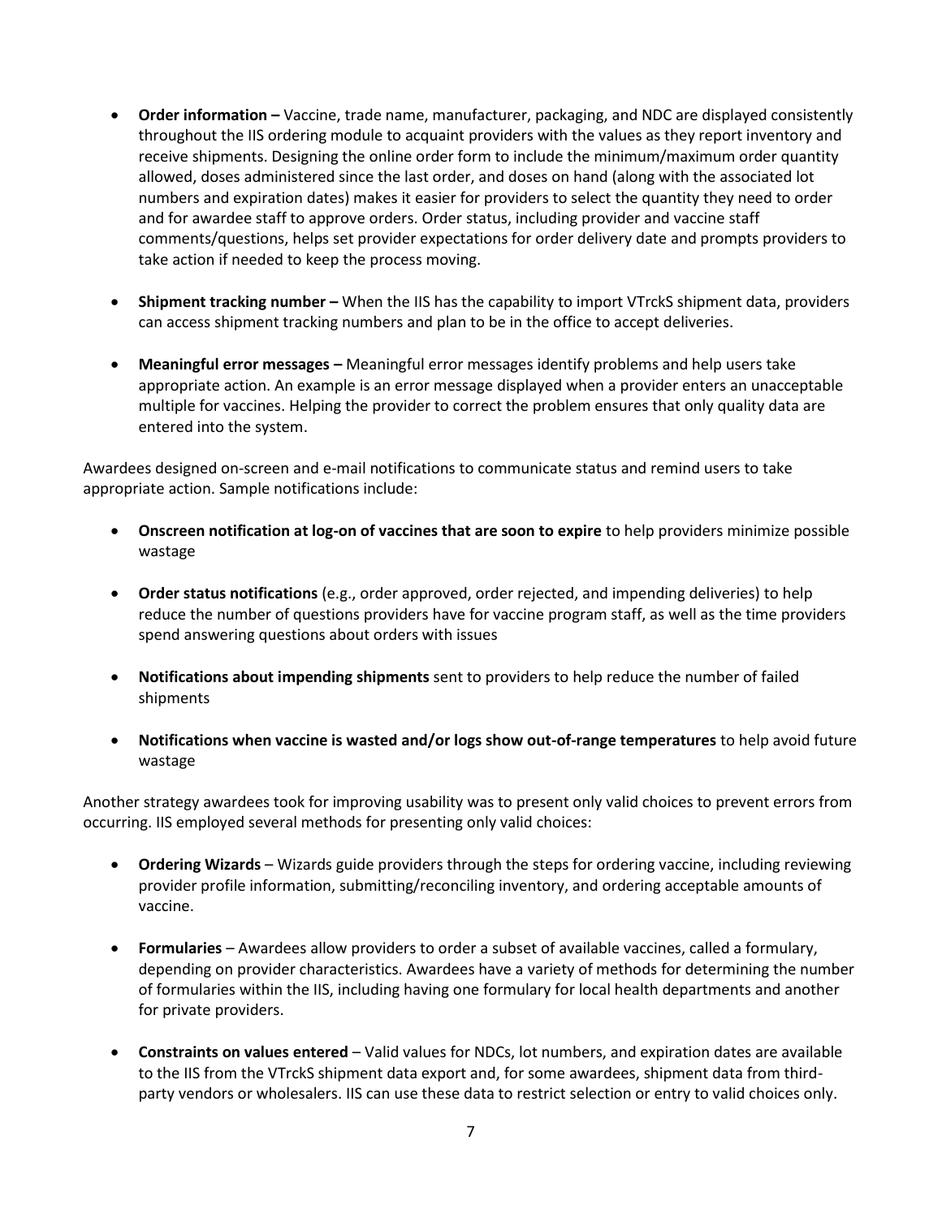- **Order information –** Vaccine, trade name, manufacturer, packaging, and NDC are displayed consistently throughout the IIS ordering module to acquaint providers with the values as they report inventory and receive shipments. Designing the online order form to include the minimum/maximum order quantity allowed, doses administered since the last order, and doses on hand (along with the associated lot numbers and expiration dates) makes it easier for providers to select the quantity they need to order and for awardee staff to approve orders. Order status, including provider and vaccine staff comments/questions, helps set provider expectations for order delivery date and prompts providers to take action if needed to keep the process moving.

- **Shipment tracking number –** When the IIS has the capability to import VTrckS shipment data, providers can access shipment tracking numbers and plan to be in the office to accept deliveries.

- **Meaningful error messages –** Meaningful error messages identify problems and help users take appropriate action. An example is an error message displayed when a provider enters an unacceptable multiple for vaccines. Helping the provider to correct the problem ensures that only quality data are entered into the system.

Awardees designed on-screen and e-mail notifications to communicate status and remind users to take appropriate action. Sample notifications include:

- **Onscreen notification at log-on of vaccines that are soon to expire** to help providers minimize possible wastage

- **Order status notifications** (e.g., order approved, order rejected, and impending deliveries) to help reduce the number of questions providers have for vaccine program staff, as well as the time providers spend answering questions about orders with issues

- **Notifications about impending shipments** sent to providers to help reduce the number of failed shipments

- **Notifications when vaccine is wasted and/or logs show out-of-range temperatures** to help avoid future wastage

Another strategy awardees took for improving usability was to present only valid choices to prevent errors from occurring. IIS employed several methods for presenting only valid choices:

- **Ordering Wizards** – Wizards guide providers through the steps for ordering vaccine, including reviewing provider profile information, submitting/reconciling inventory, and ordering acceptable amounts of vaccine.

- **Formularies** – Awardees allow providers to order a subset of available vaccines, called a formulary, depending on provider characteristics. Awardees have a variety of methods for determining the number of formularies within the IIS, including having one formulary for local health departments and another for private providers.

- **Constraints on values entered** – Valid values for NDCs, lot numbers, and expiration dates are available to the IIS from the VTrckS shipment data export and, for some awardees, shipment data from third-party vendors or wholesalers. IIS can use these data to restrict selection or entry to valid choices only.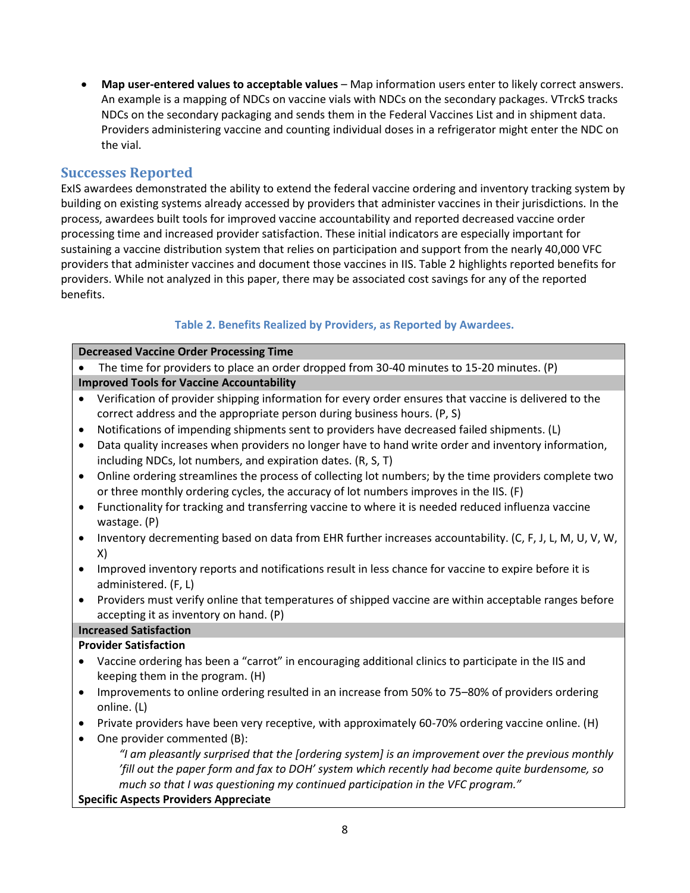- **Map user-entered values to acceptable values** – Map information users enter to likely correct answers. An example is a mapping of NDCs on vaccine vials with NDCs on the secondary packages. VTrckS tracks NDCs on the secondary packaging and sends them in the Federal Vaccines List and in shipment data. Providers administering vaccine and counting individual doses in a refrigerator might enter the NDC on the vial.

## Successes Reported

ExIS awardees demonstrated the ability to extend the federal vaccine ordering and inventory tracking system by building on existing systems already accessed by providers that administer vaccines in their jurisdictions. In the process, awardees built tools for improved vaccine accountability and reported decreased vaccine order processing time and increased provider satisfaction. These initial indicators are especially important for sustaining a vaccine distribution system that relies on participation and support from the nearly 40,000 VFC providers that administer vaccines and document those vaccines in IIS. Table 2 highlights reported benefits for providers. While not analyzed in this paper, there may be associated cost savings for any of the reported benefits.

**Table 2. Benefits Realized by Providers, as Reported by Awardees.**

**Decreased Vaccine Order Processing Time**

- The time for providers to place an order dropped from 30-40 minutes to 15-20 minutes. (P)

**Improved Tools for Vaccine Accountability**

- Verification of provider shipping information for every order ensures that vaccine is delivered to the correct address and the appropriate person during business hours. (P, S)
- Notifications of impending shipments sent to providers have decreased failed shipments. (L)
- Data quality increases when providers no longer have to hand write order and inventory information, including NDCs, lot numbers, and expiration dates. (R, S, T)
- Online ordering streamlines the process of collecting lot numbers; by the time providers complete two or three monthly ordering cycles, the accuracy of lot numbers improves in the IIS. (F)
- Functionality for tracking and transferring vaccine to where it is needed reduced influenza vaccine wastage. (P)
- Inventory decrementing based on data from EHR further increases accountability. (C, F, J, L, M, U, V, W, X)
- Improved inventory reports and notifications result in less chance for vaccine to expire before it is administered. (F, L)
- Providers must verify online that temperatures of shipped vaccine are within acceptable ranges before accepting it as inventory on hand. (P)

**Increased Satisfaction**

**Provider Satisfaction**

- Vaccine ordering has been a "carrot" in encouraging additional clinics to participate in the IIS and keeping them in the program. (H)
- Improvements to online ordering resulted in an increase from 50% to 75–80% of providers ordering online. (L)
- Private providers have been very receptive, with approximately 60-70% ordering vaccine online. (H)
- One provider commented (B):

  *"I am pleasantly surprised that the [ordering system] is an improvement over the previous monthly 'fill out the paper form and fax to DOH' system which recently had become quite burdensome, so much so that I was questioning my continued participation in the VFC program."*

**Specific Aspects Providers Appreciate**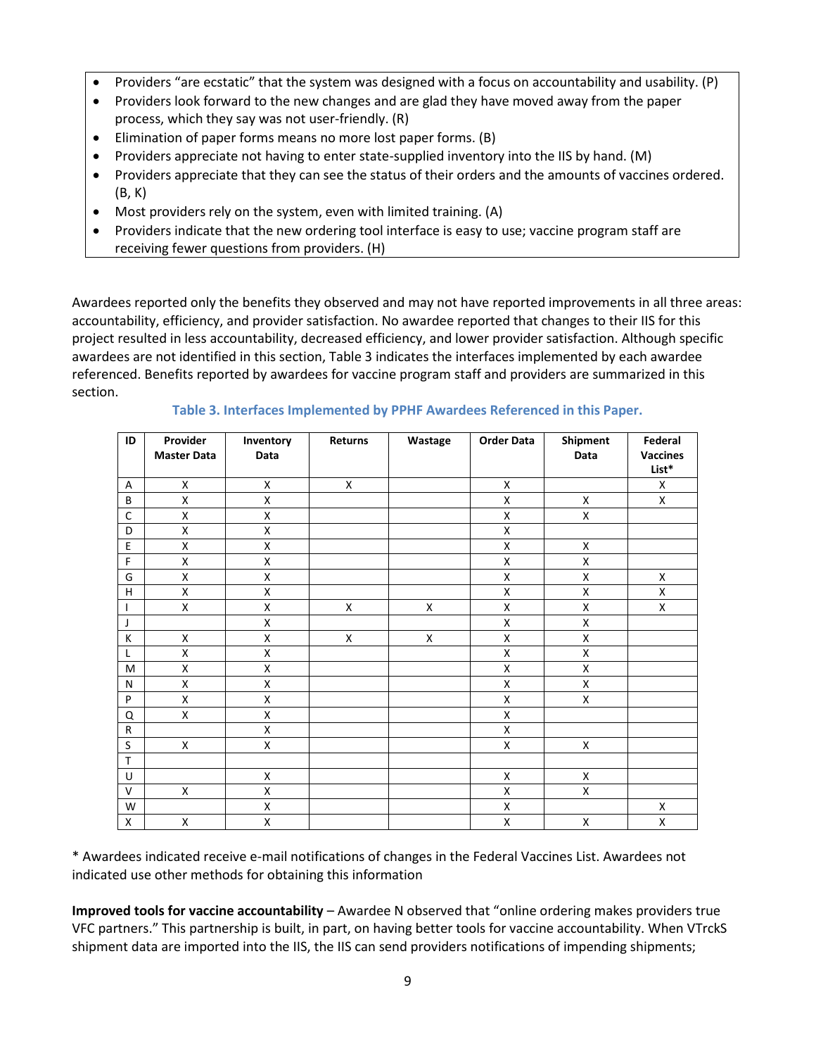- Providers "are ecstatic" that the system was designed with a focus on accountability and usability. (P)
- Providers look forward to the new changes and are glad they have moved away from the paper process, which they say was not user-friendly. (R)
- Elimination of paper forms means no more lost paper forms. (B)
- Providers appreciate not having to enter state-supplied inventory into the IIS by hand. (M)
- Providers appreciate that they can see the status of their orders and the amounts of vaccines ordered. (B, K)
- Most providers rely on the system, even with limited training. (A)
- Providers indicate that the new ordering tool interface is easy to use; vaccine program staff are receiving fewer questions from providers. (H)

Awardees reported only the benefits they observed and may not have reported improvements in all three areas: accountability, efficiency, and provider satisfaction. No awardee reported that changes to their IIS for this project resulted in less accountability, decreased efficiency, and lower provider satisfaction. Although specific awardees are not identified in this section, Table 3 indicates the interfaces implemented by each awardee referenced. Benefits reported by awardees for vaccine program staff and providers are summarized in this section.

**Table 3. Interfaces Implemented by PPHF Awardees Referenced in this Paper.**

| ID | Provider Master Data | Inventory Data | Returns | Wastage | Order Data | Shipment Data | Federal Vaccines List* |
|---|---|---|---|---|---|---|---|
| A | X | X | X | | X | | X |
| B | X | X | | | X | X | X |
| C | X | X | | | X | X | |
| D | X | X | | | X | | |
| E | X | X | | | X | X | |
| F | X | X | | | X | X | |
| G | X | X | | | X | X | X |
| H | X | X | | | X | X | X |
| I | X | X | X | X | X | X | X |
| J | | X | | | X | X | |
| K | X | X | X | X | X | X | |
| L | X | X | | | X | X | |
| M | X | X | | | X | X | |
| N | X | X | | | X | X | |
| P | X | X | | | X | X | |
| Q | X | X | | | X | | |
| R | | X | | | X | | |
| S | X | X | | | X | X | |
| T | | | | | | | |
| U | | X | | | X | X | |
| V | X | X | | | X | X | |
| W | | X | | | X | | X |
| X | X | X | | | X | X | X |

* Awardees indicated receive e-mail notifications of changes in the Federal Vaccines List. Awardees not indicated use other methods for obtaining this information

**Improved tools for vaccine accountability** – Awardee N observed that "online ordering makes providers true VFC partners." This partnership is built, in part, on having better tools for vaccine accountability. When VTrckS shipment data are imported into the IIS, the IIS can send providers notifications of impending shipments;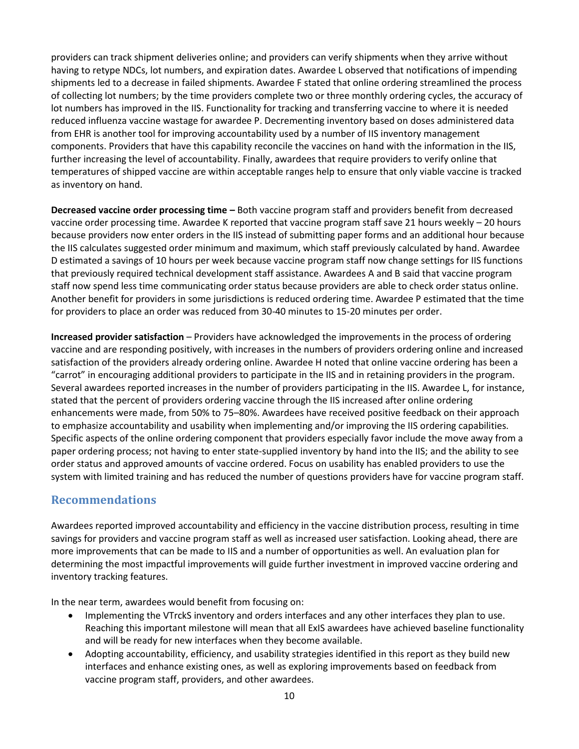providers can track shipment deliveries online; and providers can verify shipments when they arrive without having to retype NDCs, lot numbers, and expiration dates. Awardee L observed that notifications of impending shipments led to a decrease in failed shipments. Awardee F stated that online ordering streamlined the process of collecting lot numbers; by the time providers complete two or three monthly ordering cycles, the accuracy of lot numbers has improved in the IIS. Functionality for tracking and transferring vaccine to where it is needed reduced influenza vaccine wastage for awardee P. Decrementing inventory based on doses administered data from EHR is another tool for improving accountability used by a number of IIS inventory management components. Providers that have this capability reconcile the vaccines on hand with the information in the IIS, further increasing the level of accountability. Finally, awardees that require providers to verify online that temperatures of shipped vaccine are within acceptable ranges help to ensure that only viable vaccine is tracked as inventory on hand.

**Decreased vaccine order processing time –** Both vaccine program staff and providers benefit from decreased vaccine order processing time. Awardee K reported that vaccine program staff save 21 hours weekly – 20 hours because providers now enter orders in the IIS instead of submitting paper forms and an additional hour because the IIS calculates suggested order minimum and maximum, which staff previously calculated by hand. Awardee D estimated a savings of 10 hours per week because vaccine program staff now change settings for IIS functions that previously required technical development staff assistance. Awardees A and B said that vaccine program staff now spend less time communicating order status because providers are able to check order status online. Another benefit for providers in some jurisdictions is reduced ordering time. Awardee P estimated that the time for providers to place an order was reduced from 30-40 minutes to 15-20 minutes per order.

**Increased provider satisfaction** – Providers have acknowledged the improvements in the process of ordering vaccine and are responding positively, with increases in the numbers of providers ordering online and increased satisfaction of the providers already ordering online. Awardee H noted that online vaccine ordering has been a "carrot" in encouraging additional providers to participate in the IIS and in retaining providers in the program. Several awardees reported increases in the number of providers participating in the IIS. Awardee L, for instance, stated that the percent of providers ordering vaccine through the IIS increased after online ordering enhancements were made, from 50% to 75–80%. Awardees have received positive feedback on their approach to emphasize accountability and usability when implementing and/or improving the IIS ordering capabilities. Specific aspects of the online ordering component that providers especially favor include the move away from a paper ordering process; not having to enter state-supplied inventory by hand into the IIS; and the ability to see order status and approved amounts of vaccine ordered. Focus on usability has enabled providers to use the system with limited training and has reduced the number of questions providers have for vaccine program staff.

## Recommendations

Awardees reported improved accountability and efficiency in the vaccine distribution process, resulting in time savings for providers and vaccine program staff as well as increased user satisfaction. Looking ahead, there are more improvements that can be made to IIS and a number of opportunities as well. An evaluation plan for determining the most impactful improvements will guide further investment in improved vaccine ordering and inventory tracking features.

In the near term, awardees would benefit from focusing on:

- Implementing the VTrckS inventory and orders interfaces and any other interfaces they plan to use. Reaching this important milestone will mean that all ExIS awardees have achieved baseline functionality and will be ready for new interfaces when they become available.
- Adopting accountability, efficiency, and usability strategies identified in this report as they build new interfaces and enhance existing ones, as well as exploring improvements based on feedback from vaccine program staff, providers, and other awardees.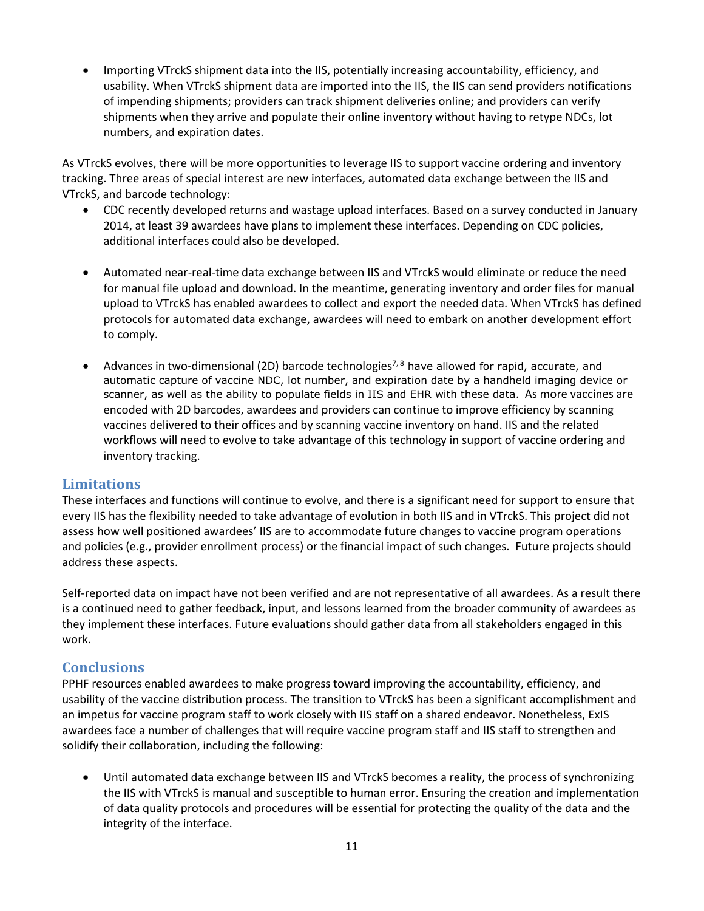- Importing VTrckS shipment data into the IIS, potentially increasing accountability, efficiency, and usability. When VTrckS shipment data are imported into the IIS, the IIS can send providers notifications of impending shipments; providers can track shipment deliveries online; and providers can verify shipments when they arrive and populate their online inventory without having to retype NDCs, lot numbers, and expiration dates.

As VTrckS evolves, there will be more opportunities to leverage IIS to support vaccine ordering and inventory tracking. Three areas of special interest are new interfaces, automated data exchange between the IIS and VTrckS, and barcode technology:

- CDC recently developed returns and wastage upload interfaces. Based on a survey conducted in January 2014, at least 39 awardees have plans to implement these interfaces. Depending on CDC policies, additional interfaces could also be developed.

- Automated near-real-time data exchange between IIS and VTrckS would eliminate or reduce the need for manual file upload and download. In the meantime, generating inventory and order files for manual upload to VTrckS has enabled awardees to collect and export the needed data. When VTrckS has defined protocols for automated data exchange, awardees will need to embark on another development effort to comply.

- Advances in two-dimensional (2D) barcode technologies[7,8] have allowed for rapid, accurate, and automatic capture of vaccine NDC, lot number, and expiration date by a handheld imaging device or scanner, as well as the ability to populate fields in IIS and EHR with these data. As more vaccines are encoded with 2D barcodes, awardees and providers can continue to improve efficiency by scanning vaccines delivered to their offices and by scanning vaccine inventory on hand. IIS and the related workflows will need to evolve to take advantage of this technology in support of vaccine ordering and inventory tracking.

## Limitations

These interfaces and functions will continue to evolve, and there is a significant need for support to ensure that every IIS has the flexibility needed to take advantage of evolution in both IIS and in VTrckS. This project did not assess how well positioned awardees' IIS are to accommodate future changes to vaccine program operations and policies (e.g., provider enrollment process) or the financial impact of such changes. Future projects should address these aspects.

Self-reported data on impact have not been verified and are not representative of all awardees. As a result there is a continued need to gather feedback, input, and lessons learned from the broader community of awardees as they implement these interfaces. Future evaluations should gather data from all stakeholders engaged in this work.

## Conclusions

PPHF resources enabled awardees to make progress toward improving the accountability, efficiency, and usability of the vaccine distribution process. The transition to VTrckS has been a significant accomplishment and an impetus for vaccine program staff to work closely with IIS staff on a shared endeavor. Nonetheless, ExIS awardees face a number of challenges that will require vaccine program staff and IIS staff to strengthen and solidify their collaboration, including the following:

- Until automated data exchange between IIS and VTrckS becomes a reality, the process of synchronizing the IIS with VTrckS is manual and susceptible to human error. Ensuring the creation and implementation of data quality protocols and procedures will be essential for protecting the quality of the data and the integrity of the interface.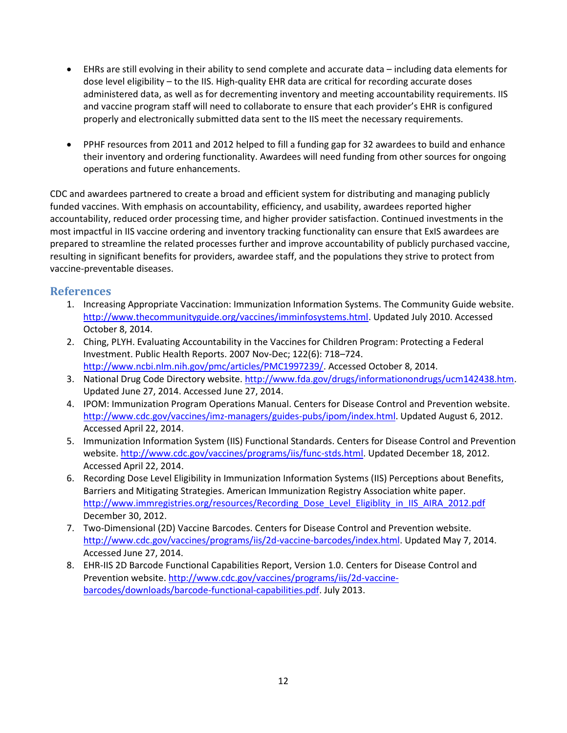- EHRs are still evolving in their ability to send complete and accurate data – including data elements for dose level eligibility – to the IIS. High-quality EHR data are critical for recording accurate doses administered data, as well as for decrementing inventory and meeting accountability requirements. IIS and vaccine program staff will need to collaborate to ensure that each provider's EHR is configured properly and electronically submitted data sent to the IIS meet the necessary requirements.

- PPHF resources from 2011 and 2012 helped to fill a funding gap for 32 awardees to build and enhance their inventory and ordering functionality. Awardees will need funding from other sources for ongoing operations and future enhancements.

CDC and awardees partnered to create a broad and efficient system for distributing and managing publicly funded vaccines. With emphasis on accountability, efficiency, and usability, awardees reported higher accountability, reduced order processing time, and higher provider satisfaction. Continued investments in the most impactful in IIS vaccine ordering and inventory tracking functionality can ensure that ExIS awardees are prepared to streamline the related processes further and improve accountability of publicly purchased vaccine, resulting in significant benefits for providers, awardee staff, and the populations they strive to protect from vaccine-preventable diseases.

## References

1. Increasing Appropriate Vaccination: Immunization Information Systems. The Community Guide website. http://www.thecommunityguide.org/vaccines/imminfosystems.html. Updated July 2010. Accessed October 8, 2014.
2. Ching, PLYH. Evaluating Accountability in the Vaccines for Children Program: Protecting a Federal Investment. Public Health Reports. 2007 Nov-Dec; 122(6): 718–724. http://www.ncbi.nlm.nih.gov/pmc/articles/PMC1997239/. Accessed October 8, 2014.
3. National Drug Code Directory website. http://www.fda.gov/drugs/informationondrugs/ucm142438.htm. Updated June 27, 2014. Accessed June 27, 2014.
4. IPOM: Immunization Program Operations Manual. Centers for Disease Control and Prevention website. http://www.cdc.gov/vaccines/imz-managers/guides-pubs/ipom/index.html. Updated August 6, 2012. Accessed April 22, 2014.
5. Immunization Information System (IIS) Functional Standards. Centers for Disease Control and Prevention website. http://www.cdc.gov/vaccines/programs/iis/func-stds.html. Updated December 18, 2012. Accessed April 22, 2014.
6. Recording Dose Level Eligibility in Immunization Information Systems (IIS) Perceptions about Benefits, Barriers and Mitigating Strategies. American Immunization Registry Association white paper. http://www.immregistries.org/resources/Recording_Dose_Level_Eligiblity_in_IIS_AIRA_2012.pdf December 30, 2012.
7. Two-Dimensional (2D) Vaccine Barcodes. Centers for Disease Control and Prevention website. http://www.cdc.gov/vaccines/programs/iis/2d-vaccine-barcodes/index.html. Updated May 7, 2014. Accessed June 27, 2014.
8. EHR-IIS 2D Barcode Functional Capabilities Report, Version 1.0. Centers for Disease Control and Prevention website. http://www.cdc.gov/vaccines/programs/iis/2d-vaccine-barcodes/downloads/barcode-functional-capabilities.pdf. July 2013.